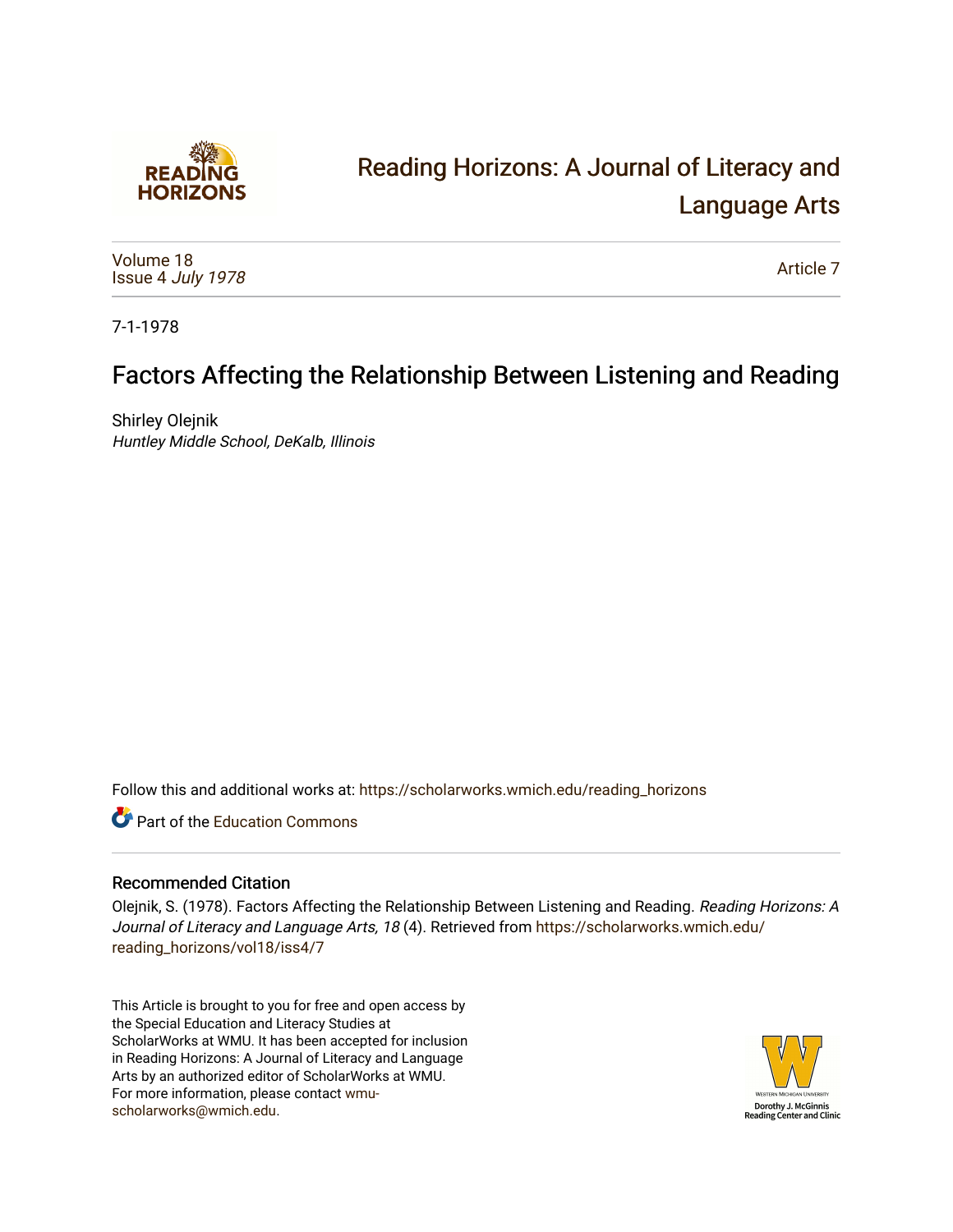# Reading Horizons: A Journal of Literacy and Language Arts

Volume 18
Issue 4 *July 1978*

Article 7

7-1-1978

## Factors Affecting the Relationship Between Listening and Reading

Shirley Olejnik
*Huntley Middle School, DeKalb, Illinois*

Follow this and additional works at: https://scholarworks.wmich.edu/reading_horizons

Part of the Education Commons

### Recommended Citation

Olejnik, S. (1978). Factors Affecting the Relationship Between Listening and Reading. *Reading Horizons: A Journal of Literacy and Language Arts, 18* (4). Retrieved from https://scholarworks.wmich.edu/reading_horizons/vol18/iss4/7

This Article is brought to you for free and open access by the Special Education and Literacy Studies at ScholarWorks at WMU. It has been accepted for inclusion in Reading Horizons: A Journal of Literacy and Language Arts by an authorized editor of ScholarWorks at WMU. For more information, please contact wmu-scholarworks@wmich.edu.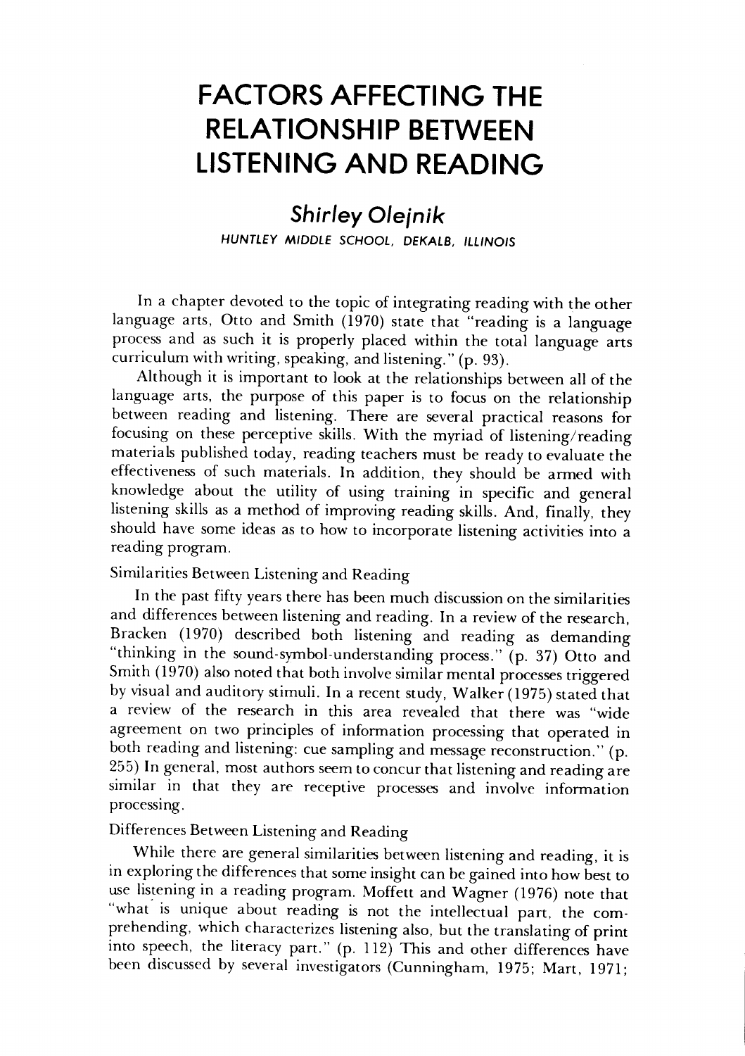# FACTORS AFFECTING THE RELATIONSHIP BETWEEN LISTENING AND READING

## *Shirley Olejnik*

*HUNTLEY MIDDLE SCHOOL, DEKALB, ILLINOIS*

In a chapter devoted to the topic of integrating reading with the other language arts, Otto and Smith (1970) state that "reading is a language process and as such it is properly placed within the total language arts curriculum with writing, speaking, and listening." (p. 93).

Although it is important to look at the relationships between all of the language arts, the purpose of this paper is to focus on the relationship between reading and listening. There are several practical reasons for focusing on these perceptive skills. With the myriad of listening/reading materials published today, reading teachers must be ready to evaluate the effectiveness of such materials. In addition, they should be armed with knowledge about the utility of using training in specific and general listening skills as a method of improving reading skills. And, finally, they should have some ideas as to how to incorporate listening activities into a reading program.

### Similarities Between Listening and Reading

In the past fifty years there has been much discussion on the similarities and differences between listening and reading. In a review of the research, Bracken (1970) described both listening and reading as demanding "thinking in the sound-symbol-understanding process." (p. 37) Otto and Smith (1970) also noted that both involve similar mental processes triggered by visual and auditory stimuli. In a recent study, Walker (1975) stated that a review of the research in this area revealed that there was "wide agreement on two principles of information processing that operated in both reading and listening: cue sampling and message reconstruction." (p. 255) In general, most authors seem to concur that listening and reading are similar in that they are receptive processes and involve information processing.

### Differences Between Listening and Reading

While there are general similarities between listening and reading, it is in exploring the differences that some insight can be gained into how best to use listening in a reading program. Moffett and Wagner (1976) note that "what is unique about reading is not the intellectual part, the comprehending, which characterizes listening also, but the translating of print into speech, the literacy part." (p. 112) This and other differences have been discussed by several investigators (Cunningham, 1975; Mart, 1971;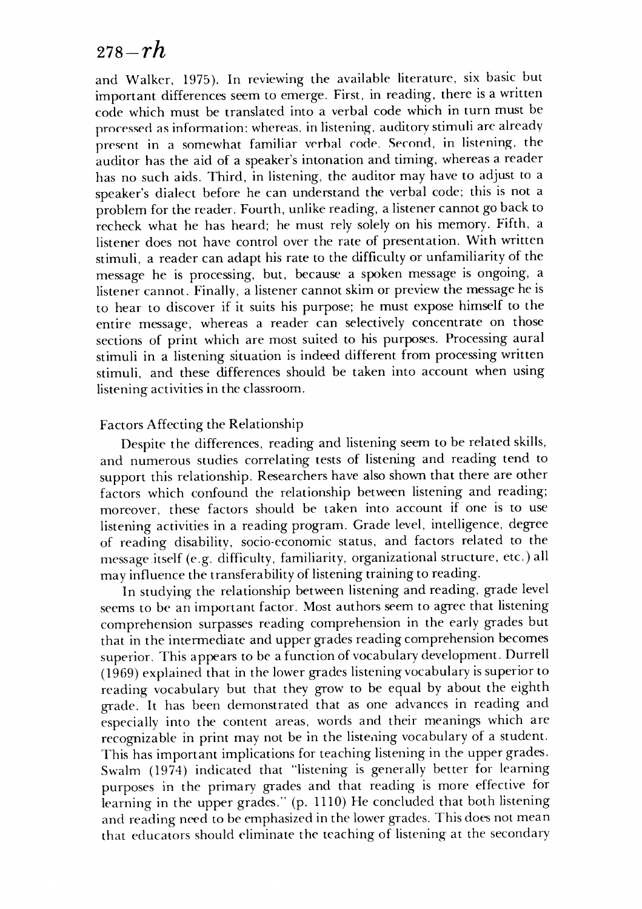and Walker, 1975). In reviewing the available literature, six basic but important differences seem to emerge. First, in reading, there is a written code which must be translated into a verbal code which in turn must be processed as information: whereas, in listening, auditory stimuli are already present in a somewhat familiar verbal code. Second, in listening, the auditor has the aid of a speaker's intonation and timing, whereas a reader has no such aids. Third, in listening, the auditor may have to adjust to a speaker's dialect before he can understand the verbal code; this is not a problem for the reader. Fourth, unlike reading, a listener cannot go back to recheck what he has heard; he must rely solely on his memory. Fifth, a listener does not have control over the rate of presentation. With written stimuli, a reader can adapt his rate to the difficulty or unfamiliarity of the message he is processing, but, because a spoken message is ongoing, a listener cannot. Finally, a listener cannot skim or preview the message he is to hear to discover if it suits his purpose; he must expose himself to the entire message, whereas a reader can selectively concentrate on those sections of print which are most suited to his purposes. Processing aural stimuli in a listening situation is indeed different from processing written stimuli, and these differences should be taken into account when using listening activities in the classroom.

## Factors Affecting the Relationship

Despite the differences, reading and listening seem to be related skills, and numerous studies correlating tests of listening and reading tend to support this relationship. Researchers have also shown that there are other factors which confound the relationship between listening and reading; moreover, these factors should be taken into account if one is to use listening activities in a reading program. Grade level, intelligence, degree of reading disability, socio-economic status, and factors related to the message itself (e.g. difficulty, familiarity, organizational structure, etc.) all may influence the transferability of listening training to reading.

In studying the relationship between listening and reading, grade level seems to be an important factor. Most authors seem to agree that listening comprehension surpasses reading comprehension in the early grades but that in the intermediate and upper grades reading comprehension becomes superior. This appears to be a function of vocabulary development. Durrell (1969) explained that in the lower grades listening vocabulary is superior to reading vocabulary but that they grow to be equal by about the eighth grade. It has been demonstrated that as one advances in reading and especially into the content areas, words and their meanings which are recognizable in print may not be in the listening vocabulary of a student. This has important implications for teaching listening in the upper grades. Swalm (1974) indicated that "listening is generally better for learning purposes in the primary grades and that reading is more effective for learning in the upper grades." (p. 1110) He concluded that both listening and reading need to be emphasized in the lower grades. This does not mean that educators should eliminate the teaching of listening at the secondary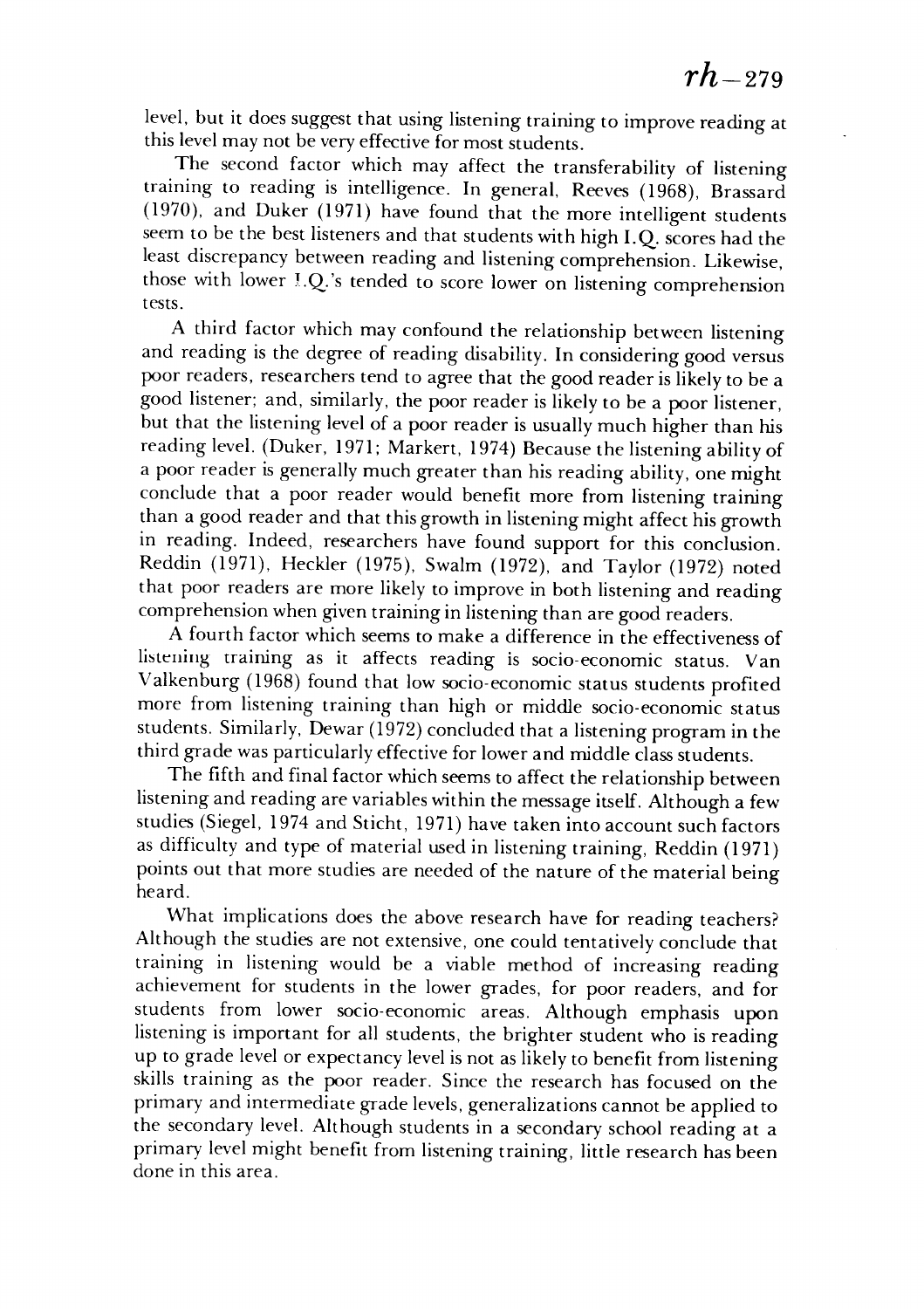level, but it does suggest that using listening training to improve reading at this level may not be very effective for most students.

The second factor which may affect the transferability of listening training to reading is intelligence. In general, Reeves (1968), Brassard (1970), and Duker (1971) have found that the more intelligent students seem to be the best listeners and that students with high I.Q. scores had the least discrepancy between reading and listening comprehension. Likewise, those with lower I.Q.'s tended to score lower on listening comprehension tests.

A third factor which may confound the relationship between listening and reading is the degree of reading disability. In considering good versus poor readers, researchers tend to agree that the good reader is likely to be a good listener; and, similarly, the poor reader is likely to be a poor listener, but that the listening level of a poor reader is usually much higher than his reading level. (Duker, 1971; Markert, 1974) Because the listening ability of a poor reader is generally much greater than his reading ability, one might conclude that a poor reader would benefit more from listening training than a good reader and that this growth in listening might affect his growth in reading. Indeed, researchers have found support for this conclusion. Reddin (1971), Heckler (1975), Swalm (1972), and Taylor (1972) noted that poor readers are more likely to improve in both listening and reading comprehension when given training in listening than are good readers.

A fourth factor which seems to make a difference in the effectiveness of listening training as it affects reading is socio-economic status. Van Valkenburg (1968) found that low socio-economic status students profited more from listening training than high or middle socio-economic status students. Similarly, Dewar (1972) concluded that a listening program in the third grade was particularly effective for lower and middle class students.

The fifth and final factor which seems to affect the relationship between listening and reading are variables within the message itself. Although a few studies (Siegel, 1974 and Sticht, 1971) have taken into account such factors as difficulty and type of material used in listening training, Reddin (1971) points out that more studies are needed of the nature of the material being heard.

What implications does the above research have for reading teachers? Although the studies are not extensive, one could tentatively conclude that training in listening would be a viable method of increasing reading achievement for students in the lower grades, for poor readers, and for students from lower socio-economic areas. Although emphasis upon listening is important for all students, the brighter student who is reading up to grade level or expectancy level is not as likely to benefit from listening skills training as the poor reader. Since the research has focused on the primary and intermediate grade levels, generalizations cannot be applied to the secondary level. Although students in a secondary school reading at a primary level might benefit from listening training, little research has been done in this area.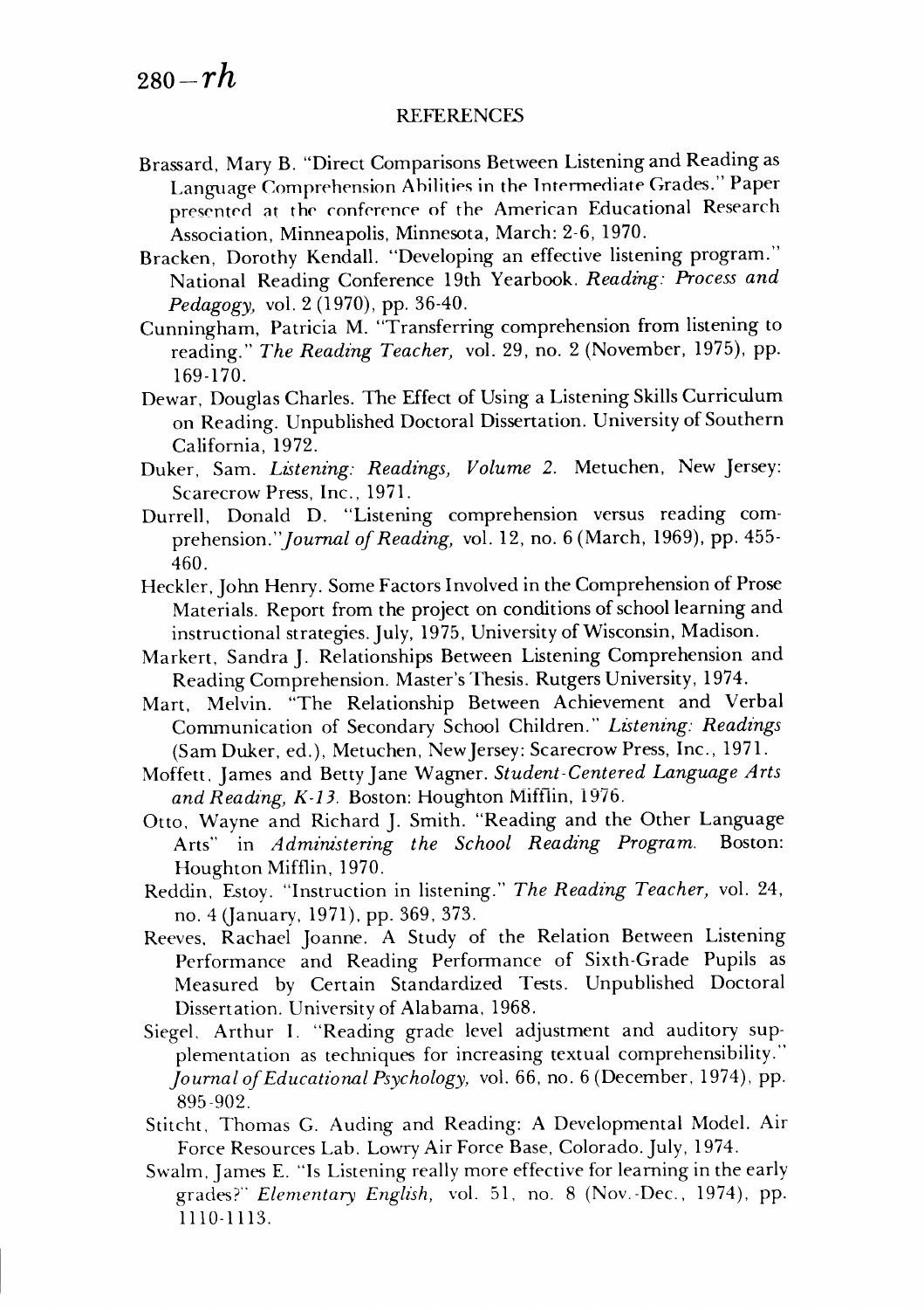## REFERENCES

Brassard, Mary B. "Direct Comparisons Between Listening and Reading as Language Comprehension Abilities in the Intermediate Grades." Paper presented at the conference of the American Educational Research Association, Minneapolis, Minnesota, March: 2-6, 1970.

Bracken, Dorothy Kendall. "Developing an effective listening program." National Reading Conference 19th Yearbook. *Reading: Process and Pedagogy,* vol. 2 (1970), pp. 36-40.

Cunningham, Patricia M. "Transferring comprehension from listening to reading." *The Reading Teacher,* vol. 29, no. 2 (November, 1975), pp. 169-170.

Dewar, Douglas Charles. The Effect of Using a Listening Skills Curriculum on Reading. Unpublished Doctoral Dissertation. University of Southern California, 1972.

Duker, Sam. *Listening: Readings, Volume 2.* Metuchen, New Jersey: Scarecrow Press, Inc., 1971.

Durrell, Donald D. "Listening comprehension versus reading comprehension."*Journal of Reading,* vol. 12, no. 6 (March, 1969), pp. 455-460.

Heckler, John Henry. Some Factors Involved in the Comprehension of Prose Materials. Report from the project on conditions of school learning and instructional strategies. July, 1975, University of Wisconsin, Madison.

Markert, Sandra J. Relationships Between Listening Comprehension and Reading Comprehension. Master's Thesis. Rutgers University, 1974.

Mart, Melvin. "The Relationship Between Achievement and Verbal Communication of Secondary School Children." *Listening: Readings* (Sam Duker, ed.), Metuchen, New Jersey: Scarecrow Press, Inc., 1971.

Moffett, James and Betty Jane Wagner. *Student-Centered Language Arts and Reading, K-13.* Boston: Houghton Mifflin, 1976.

Otto, Wayne and Richard J. Smith. "Reading and the Other Language Arts" in *Administering the School Reading Program.* Boston: Houghton Mifflin, 1970.

Reddin, Estoy. "Instruction in listening." *The Reading Teacher,* vol. 24, no. 4 (January, 1971), pp. 369, 373.

Reeves, Rachael Joanne. A Study of the Relation Between Listening Performance and Reading Performance of Sixth-Grade Pupils as Measured by Certain Standardized Tests. Unpublished Doctoral Dissertation. University of Alabama, 1968.

Siegel, Arthur I. "Reading grade level adjustment and auditory supplementation as techniques for increasing textual comprehensibility." *Journal of Educational Psychology,* vol. 66, no. 6 (December, 1974), pp. 895-902.

Stitcht, Thomas G. Auding and Reading: A Developmental Model. Air Force Resources Lab. Lowry Air Force Base, Colorado. July, 1974.

Swalm, James E. "Is Listening really more effective for learning in the early grades?" *Elementary English,* vol. 51, no. 8 (Nov.-Dec., 1974), pp. 1110-1113.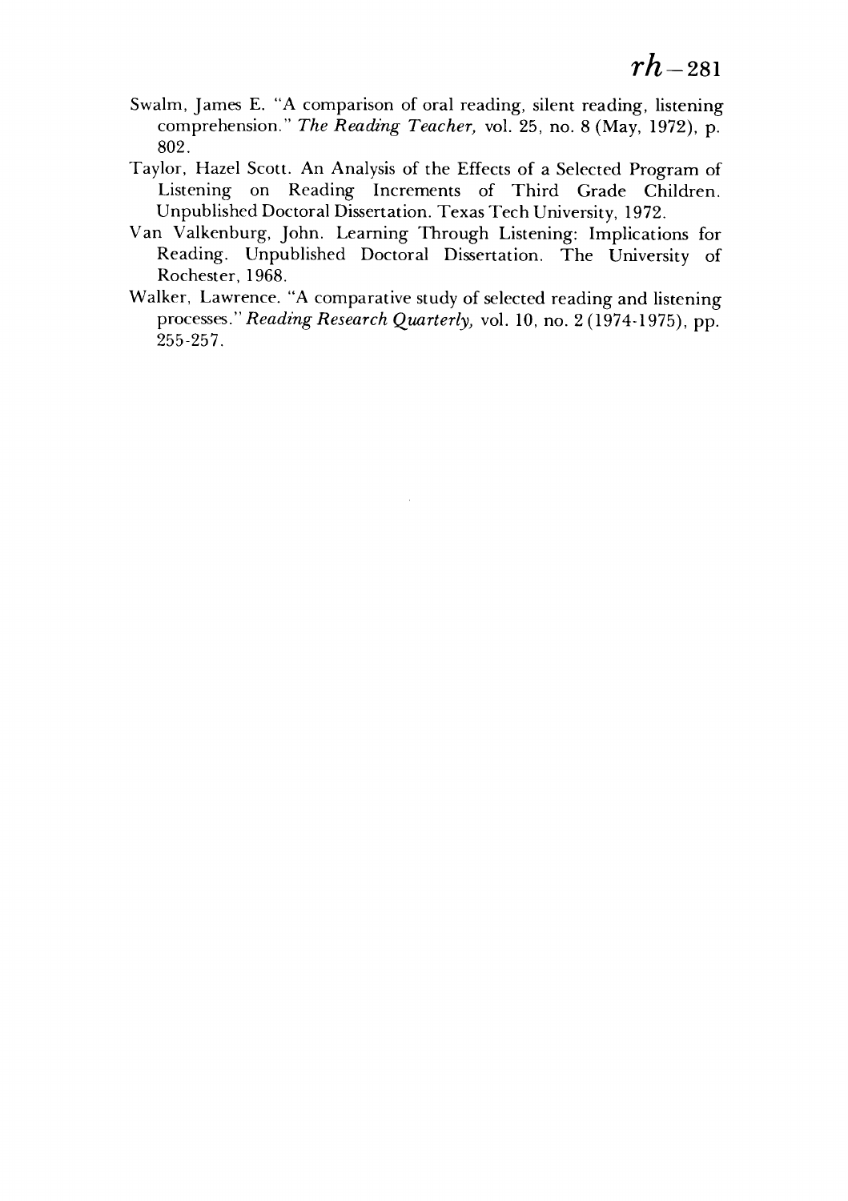Swalm, James E. "A comparison of oral reading, silent reading, listening comprehension." *The Reading Teacher,* vol. 25, no. 8 (May, 1972), p. 802.

Taylor, Hazel Scott. An Analysis of the Effects of a Selected Program of Listening on Reading Increments of Third Grade Children. Unpublished Doctoral Dissertation. Texas Tech University, 1972.

Van Valkenburg, John. Learning Through Listening: Implications for Reading. Unpublished Doctoral Dissertation. The University of Rochester, 1968.

Walker, Lawrence. "A comparative study of selected reading and listening processes." *Reading Research Quarterly,* vol. 10, no. 2 (1974-1975), pp. 255-257.